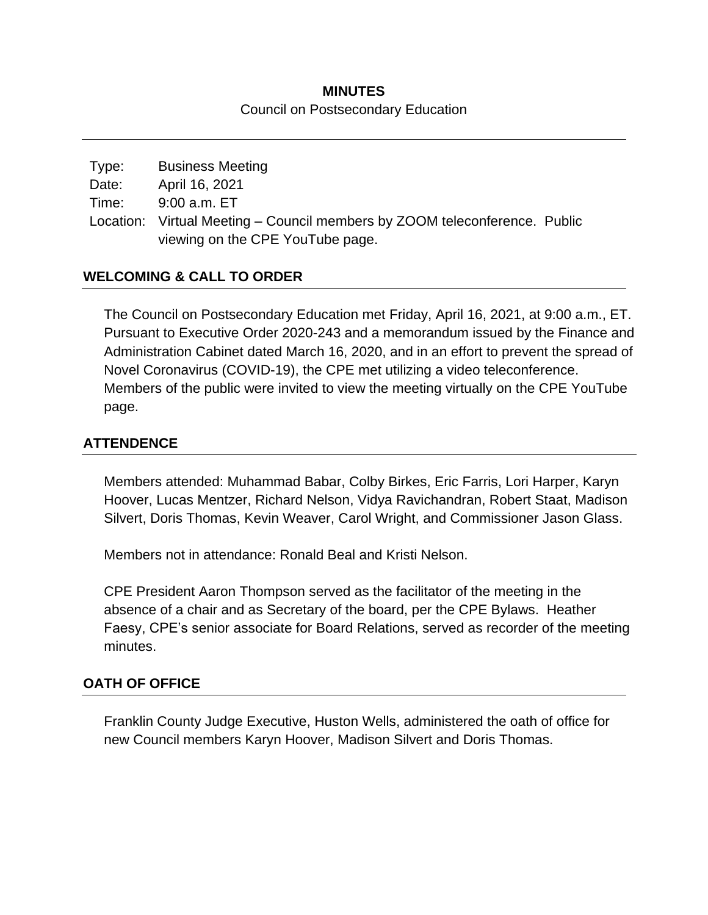# MINUTES

Council on Postsecondary Education

---

| Type: | Business Meeting |
| --- | --- |
| Date: | April 16, 2021 |
| Time: | 9:00 a.m. ET |
| Location: | Virtual Meeting – Council members by ZOOM teleconference. Public viewing on the CPE YouTube page. |

## WELCOMING & CALL TO ORDER

The Council on Postsecondary Education met Friday, April 16, 2021, at 9:00 a.m., ET. Pursuant to Executive Order 2020-243 and a memorandum issued by the Finance and Administration Cabinet dated March 16, 2020, and in an effort to prevent the spread of Novel Coronavirus (COVID-19), the CPE met utilizing a video teleconference. Members of the public were invited to view the meeting virtually on the CPE YouTube page.

## ATTENDENCE

Members attended: Muhammad Babar, Colby Birkes, Eric Farris, Lori Harper, Karyn Hoover, Lucas Mentzer, Richard Nelson, Vidya Ravichandran, Robert Staat, Madison Silvert, Doris Thomas, Kevin Weaver, Carol Wright, and Commissioner Jason Glass.

Members not in attendance: Ronald Beal and Kristi Nelson.

CPE President Aaron Thompson served as the facilitator of the meeting in the absence of a chair and as Secretary of the board, per the CPE Bylaws. Heather Faesy, CPE's senior associate for Board Relations, served as recorder of the meeting minutes.

## OATH OF OFFICE

Franklin County Judge Executive, Huston Wells, administered the oath of office for new Council members Karyn Hoover, Madison Silvert and Doris Thomas.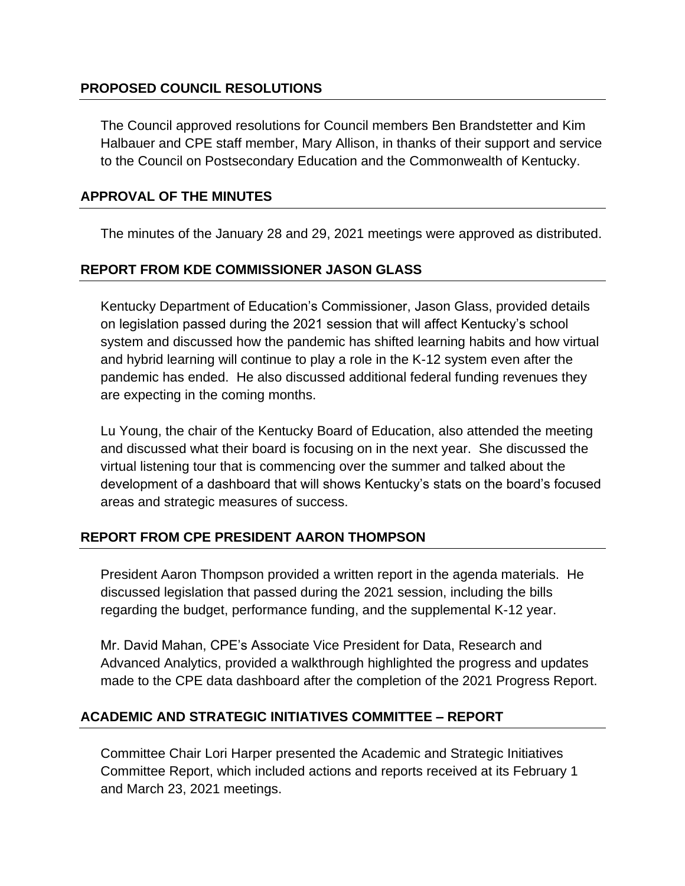## PROPOSED COUNCIL RESOLUTIONS

The Council approved resolutions for Council members Ben Brandstetter and Kim Halbauer and CPE staff member, Mary Allison, in thanks of their support and service to the Council on Postsecondary Education and the Commonwealth of Kentucky.

## APPROVAL OF THE MINUTES

The minutes of the January 28 and 29, 2021 meetings were approved as distributed.

## REPORT FROM KDE COMMISSIONER JASON GLASS

Kentucky Department of Education's Commissioner, Jason Glass, provided details on legislation passed during the 2021 session that will affect Kentucky's school system and discussed how the pandemic has shifted learning habits and how virtual and hybrid learning will continue to play a role in the K-12 system even after the pandemic has ended. He also discussed additional federal funding revenues they are expecting in the coming months.

Lu Young, the chair of the Kentucky Board of Education, also attended the meeting and discussed what their board is focusing on in the next year. She discussed the virtual listening tour that is commencing over the summer and talked about the development of a dashboard that will shows Kentucky's stats on the board's focused areas and strategic measures of success.

## REPORT FROM CPE PRESIDENT AARON THOMPSON

President Aaron Thompson provided a written report in the agenda materials. He discussed legislation that passed during the 2021 session, including the bills regarding the budget, performance funding, and the supplemental K-12 year.

Mr. David Mahan, CPE's Associate Vice President for Data, Research and Advanced Analytics, provided a walkthrough highlighted the progress and updates made to the CPE data dashboard after the completion of the 2021 Progress Report.

## ACADEMIC AND STRATEGIC INITIATIVES COMMITTEE – REPORT

Committee Chair Lori Harper presented the Academic and Strategic Initiatives Committee Report, which included actions and reports received at its February 1 and March 23, 2021 meetings.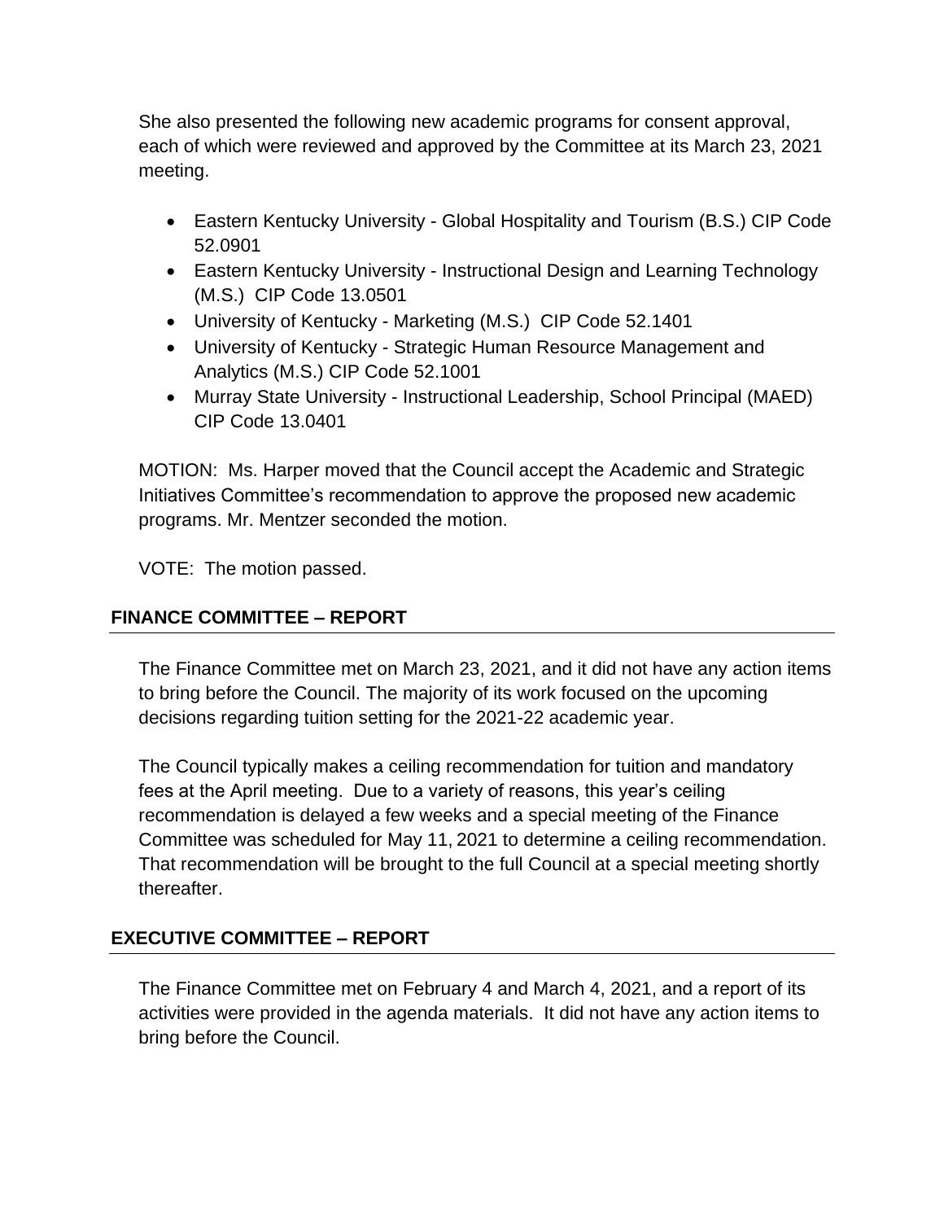She also presented the following new academic programs for consent approval, each of which were reviewed and approved by the Committee at its March 23, 2021 meeting.

- Eastern Kentucky University - Global Hospitality and Tourism (B.S.) CIP Code 52.0901
- Eastern Kentucky University - Instructional Design and Learning Technology (M.S.) CIP Code 13.0501
- University of Kentucky - Marketing (M.S.) CIP Code 52.1401
- University of Kentucky - Strategic Human Resource Management and Analytics (M.S.) CIP Code 52.1001
- Murray State University - Instructional Leadership, School Principal (MAED) CIP Code 13.0401

MOTION: Ms. Harper moved that the Council accept the Academic and Strategic Initiatives Committee's recommendation to approve the proposed new academic programs. Mr. Mentzer seconded the motion.

VOTE: The motion passed.

## FINANCE COMMITTEE – REPORT

The Finance Committee met on March 23, 2021, and it did not have any action items to bring before the Council. The majority of its work focused on the upcoming decisions regarding tuition setting for the 2021-22 academic year.

The Council typically makes a ceiling recommendation for tuition and mandatory fees at the April meeting. Due to a variety of reasons, this year's ceiling recommendation is delayed a few weeks and a special meeting of the Finance Committee was scheduled for May 11, 2021 to determine a ceiling recommendation. That recommendation will be brought to the full Council at a special meeting shortly thereafter.

## EXECUTIVE COMMITTEE – REPORT

The Finance Committee met on February 4 and March 4, 2021, and a report of its activities were provided in the agenda materials. It did not have any action items to bring before the Council.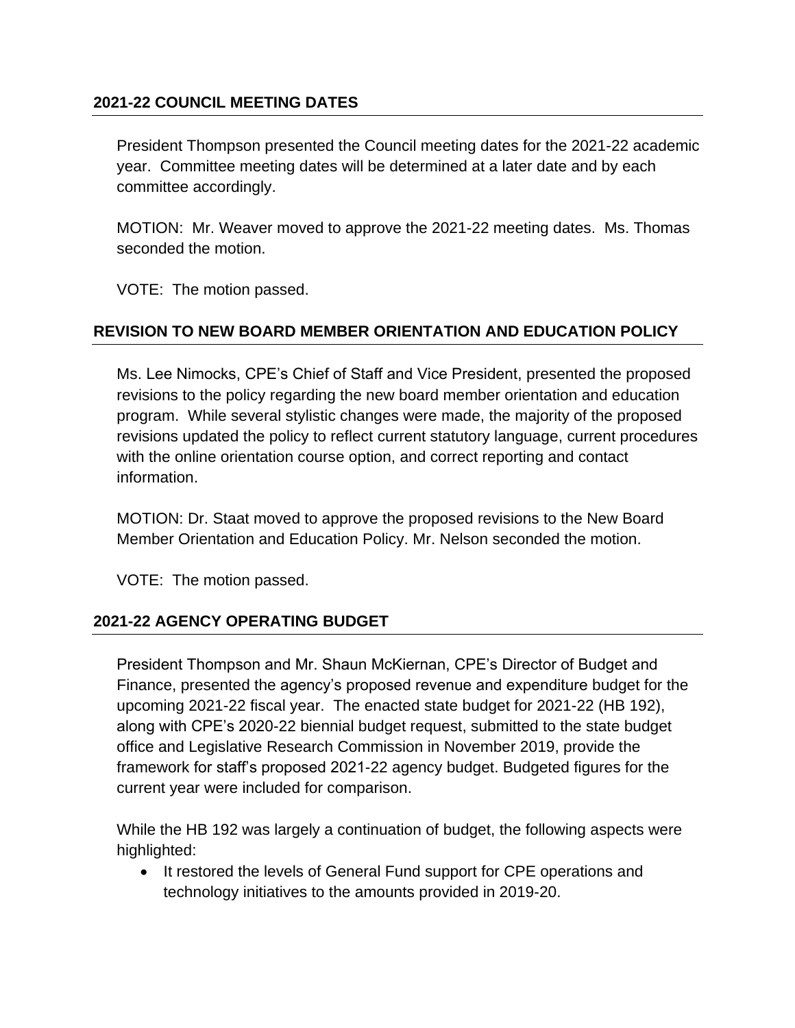## 2021-22 COUNCIL MEETING DATES

President Thompson presented the Council meeting dates for the 2021-22 academic year. Committee meeting dates will be determined at a later date and by each committee accordingly.

MOTION: Mr. Weaver moved to approve the 2021-22 meeting dates. Ms. Thomas seconded the motion.

VOTE: The motion passed.

## REVISION TO NEW BOARD MEMBER ORIENTATION AND EDUCATION POLICY

Ms. Lee Nimocks, CPE's Chief of Staff and Vice President, presented the proposed revisions to the policy regarding the new board member orientation and education program. While several stylistic changes were made, the majority of the proposed revisions updated the policy to reflect current statutory language, current procedures with the online orientation course option, and correct reporting and contact information.

MOTION: Dr. Staat moved to approve the proposed revisions to the New Board Member Orientation and Education Policy. Mr. Nelson seconded the motion.

VOTE: The motion passed.

## 2021-22 AGENCY OPERATING BUDGET

President Thompson and Mr. Shaun McKiernan, CPE's Director of Budget and Finance, presented the agency's proposed revenue and expenditure budget for the upcoming 2021-22 fiscal year. The enacted state budget for 2021-22 (HB 192), along with CPE's 2020-22 biennial budget request, submitted to the state budget office and Legislative Research Commission in November 2019, provide the framework for staff's proposed 2021-22 agency budget. Budgeted figures for the current year were included for comparison.

While the HB 192 was largely a continuation of budget, the following aspects were highlighted:

- It restored the levels of General Fund support for CPE operations and technology initiatives to the amounts provided in 2019-20.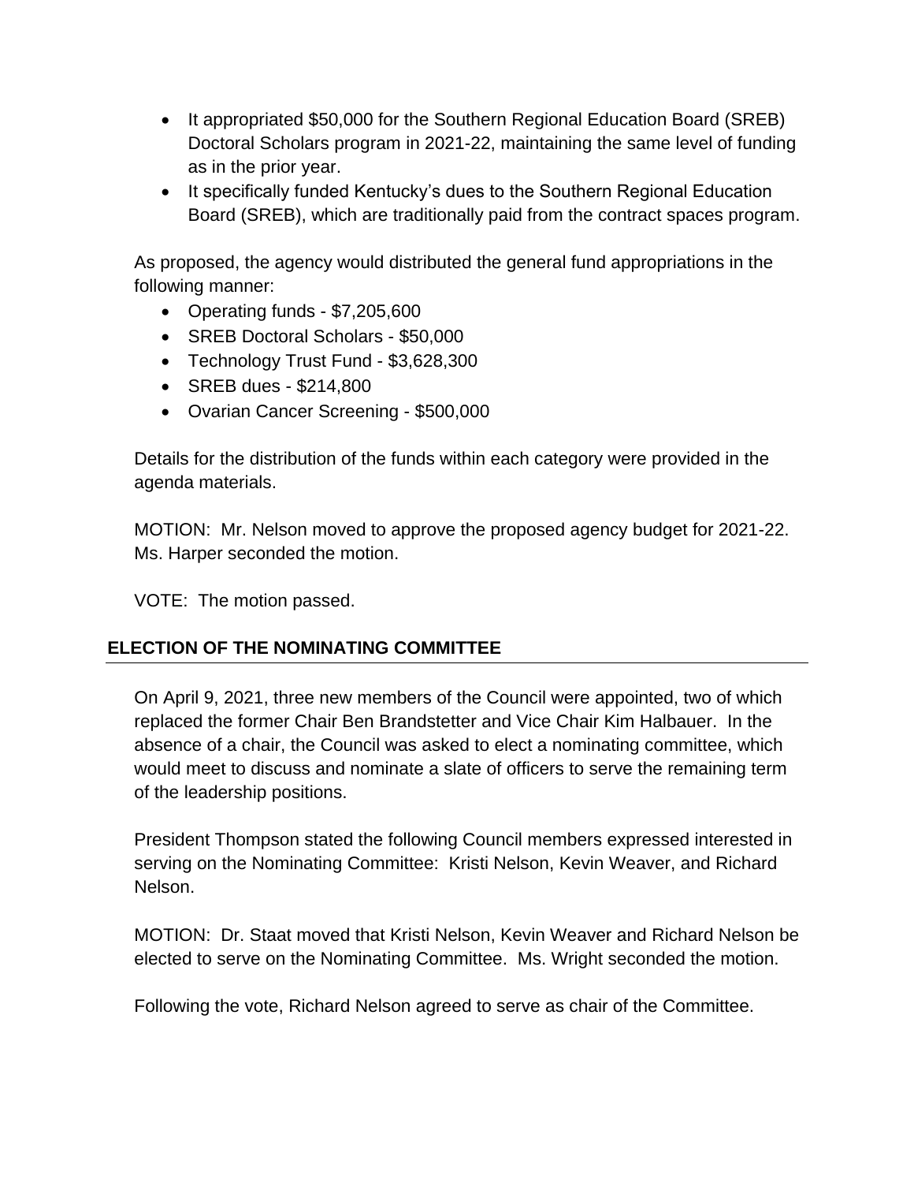- It appropriated $50,000 for the Southern Regional Education Board (SREB) Doctoral Scholars program in 2021-22, maintaining the same level of funding as in the prior year.
- It specifically funded Kentucky's dues to the Southern Regional Education Board (SREB), which are traditionally paid from the contract spaces program.

As proposed, the agency would distributed the general fund appropriations in the following manner:

- Operating funds - $7,205,600
- SREB Doctoral Scholars - $50,000
- Technology Trust Fund - $3,628,300
- SREB dues - $214,800
- Ovarian Cancer Screening - $500,000

Details for the distribution of the funds within each category were provided in the agenda materials.

MOTION: Mr. Nelson moved to approve the proposed agency budget for 2021-22. Ms. Harper seconded the motion.

VOTE: The motion passed.

## ELECTION OF THE NOMINATING COMMITTEE

On April 9, 2021, three new members of the Council were appointed, two of which replaced the former Chair Ben Brandstetter and Vice Chair Kim Halbauer. In the absence of a chair, the Council was asked to elect a nominating committee, which would meet to discuss and nominate a slate of officers to serve the remaining term of the leadership positions.

President Thompson stated the following Council members expressed interested in serving on the Nominating Committee: Kristi Nelson, Kevin Weaver, and Richard Nelson.

MOTION: Dr. Staat moved that Kristi Nelson, Kevin Weaver and Richard Nelson be elected to serve on the Nominating Committee. Ms. Wright seconded the motion.

Following the vote, Richard Nelson agreed to serve as chair of the Committee.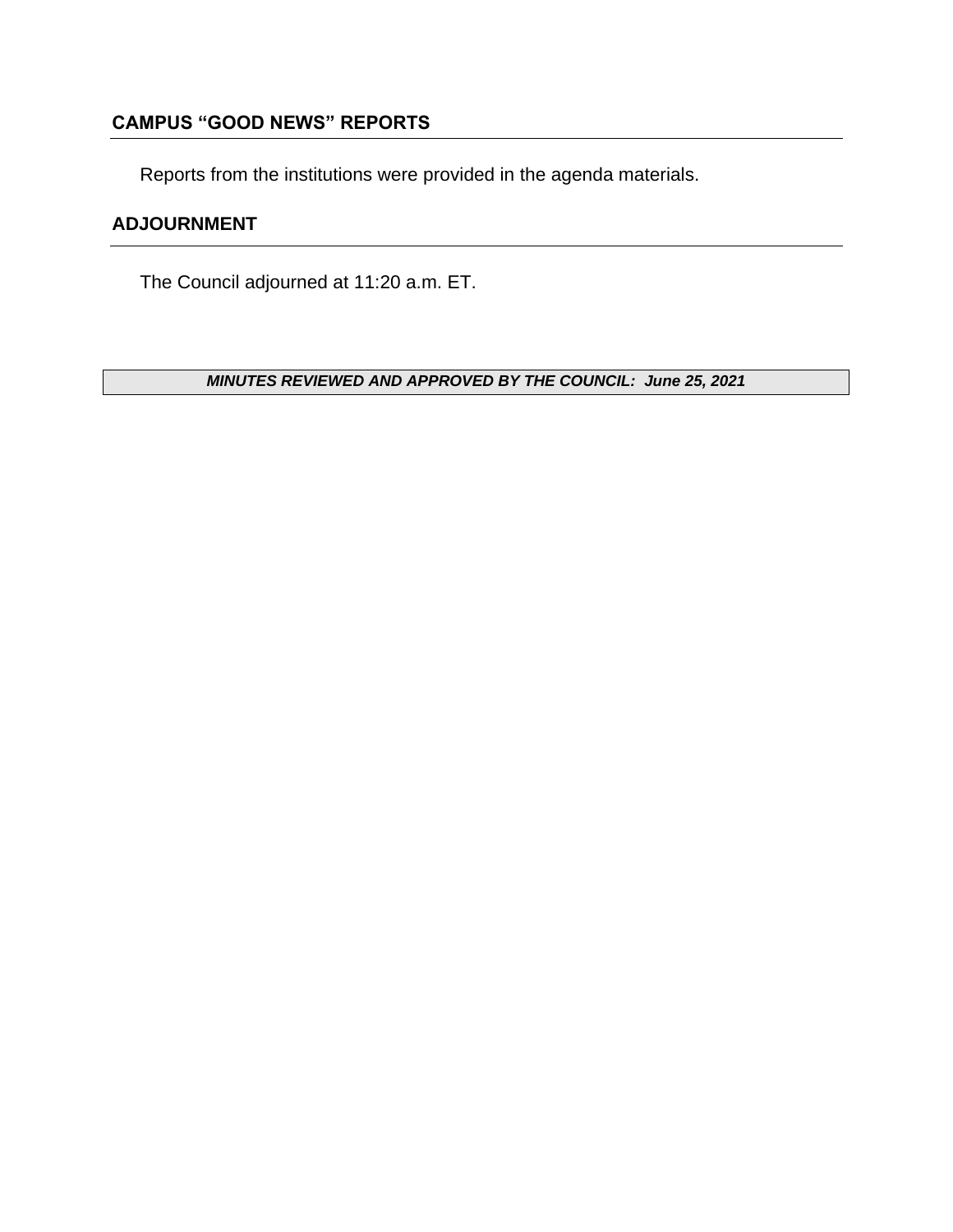## CAMPUS “GOOD NEWS” REPORTS

Reports from the institutions were provided in the agenda materials.

## ADJOURNMENT

The Council adjourned at 11:20 a.m. ET.

***MINUTES REVIEWED AND APPROVED BY THE COUNCIL: June 25, 2021***